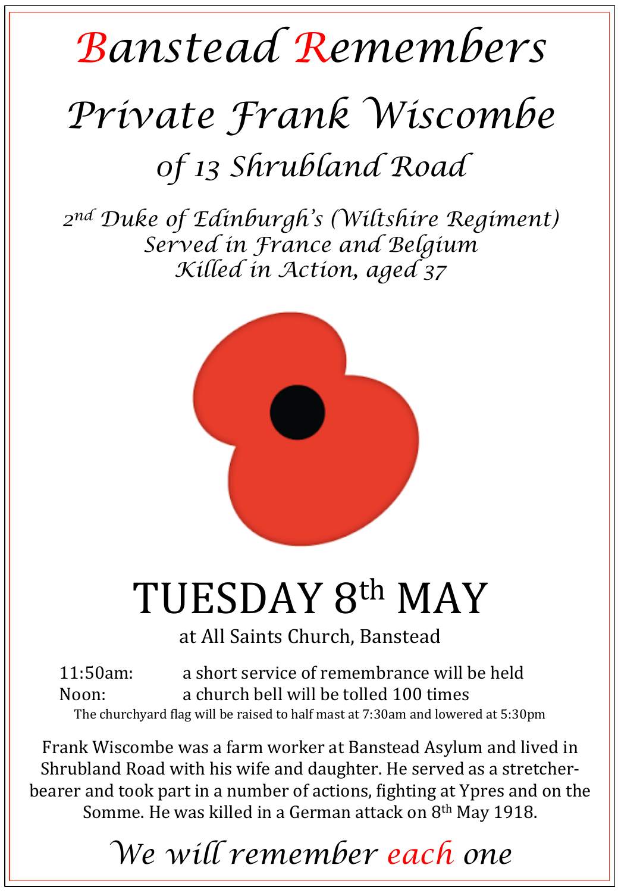# Banstead Remembers

## Private Frank Wiscombe

### of 13 Shrubland Road

*2nd Duke of Edinburgh's (Wiltshire Regiment)*
*Served in France and Belgium*
*Killed in Action, aged 37*

# TUESDAY 8th MAY

at All Saints Church, Banstead

11:50am: a short service of remembrance will be held
Noon: a church bell will be tolled 100 times

The churchyard flag will be raised to half mast at 7:30am and lowered at 5:30pm

Frank Wiscombe was a farm worker at Banstead Asylum and lived in Shrubland Road with his wife and daughter. He served as a stretcher-bearer and took part in a number of actions, fighting at Ypres and on the Somme. He was killed in a German attack on 8th May 1918.

*We will remember each one*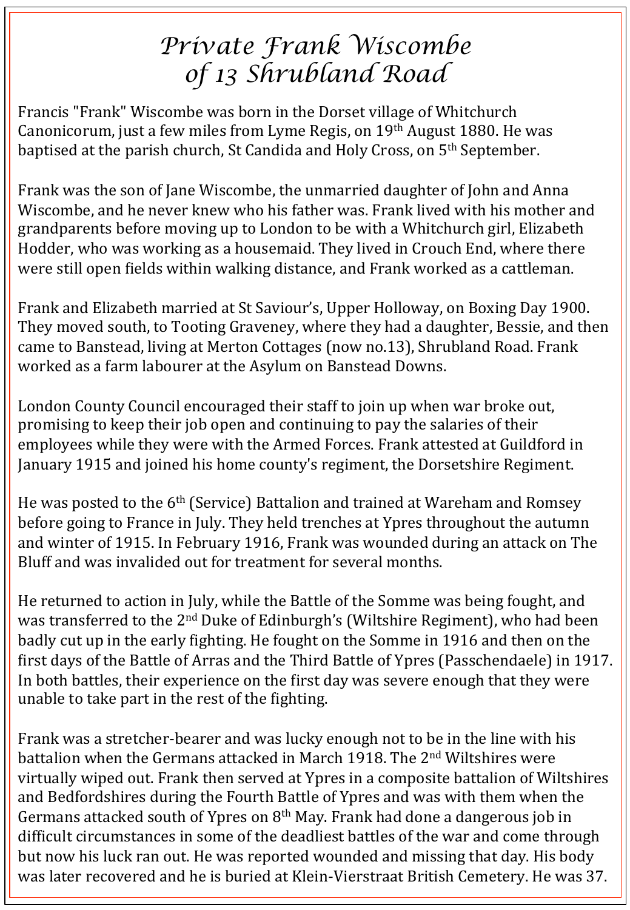# *Private Frank Wiscombe of 13 Shrubland Road*

Francis "Frank" Wiscombe was born in the Dorset village of Whitchurch Canonicorum, just a few miles from Lyme Regis, on 19th August 1880. He was baptised at the parish church, St Candida and Holy Cross, on 5th September.

Frank was the son of Jane Wiscombe, the unmarried daughter of John and Anna Wiscombe, and he never knew who his father was. Frank lived with his mother and grandparents before moving up to London to be with a Whitchurch girl, Elizabeth Hodder, who was working as a housemaid. They lived in Crouch End, where there were still open fields within walking distance, and Frank worked as a cattleman.

Frank and Elizabeth married at St Saviour's, Upper Holloway, on Boxing Day 1900. They moved south, to Tooting Graveney, where they had a daughter, Bessie, and then came to Banstead, living at Merton Cottages (now no.13), Shrubland Road. Frank worked as a farm labourer at the Asylum on Banstead Downs.

London County Council encouraged their staff to join up when war broke out, promising to keep their job open and continuing to pay the salaries of their employees while they were with the Armed Forces. Frank attested at Guildford in January 1915 and joined his home county's regiment, the Dorsetshire Regiment.

He was posted to the 6th (Service) Battalion and trained at Wareham and Romsey before going to France in July. They held trenches at Ypres throughout the autumn and winter of 1915. In February 1916, Frank was wounded during an attack on The Bluff and was invalided out for treatment for several months.

He returned to action in July, while the Battle of the Somme was being fought, and was transferred to the 2nd Duke of Edinburgh's (Wiltshire Regiment), who had been badly cut up in the early fighting. He fought on the Somme in 1916 and then on the first days of the Battle of Arras and the Third Battle of Ypres (Passchendaele) in 1917. In both battles, their experience on the first day was severe enough that they were unable to take part in the rest of the fighting.

Frank was a stretcher-bearer and was lucky enough not to be in the line with his battalion when the Germans attacked in March 1918. The 2nd Wiltshires were virtually wiped out. Frank then served at Ypres in a composite battalion of Wiltshires and Bedfordshires during the Fourth Battle of Ypres and was with them when the Germans attacked south of Ypres on 8th May. Frank had done a dangerous job in difficult circumstances in some of the deadliest battles of the war and come through but now his luck ran out. He was reported wounded and missing that day. His body was later recovered and he is buried at Klein-Vierstraat British Cemetery. He was 37.